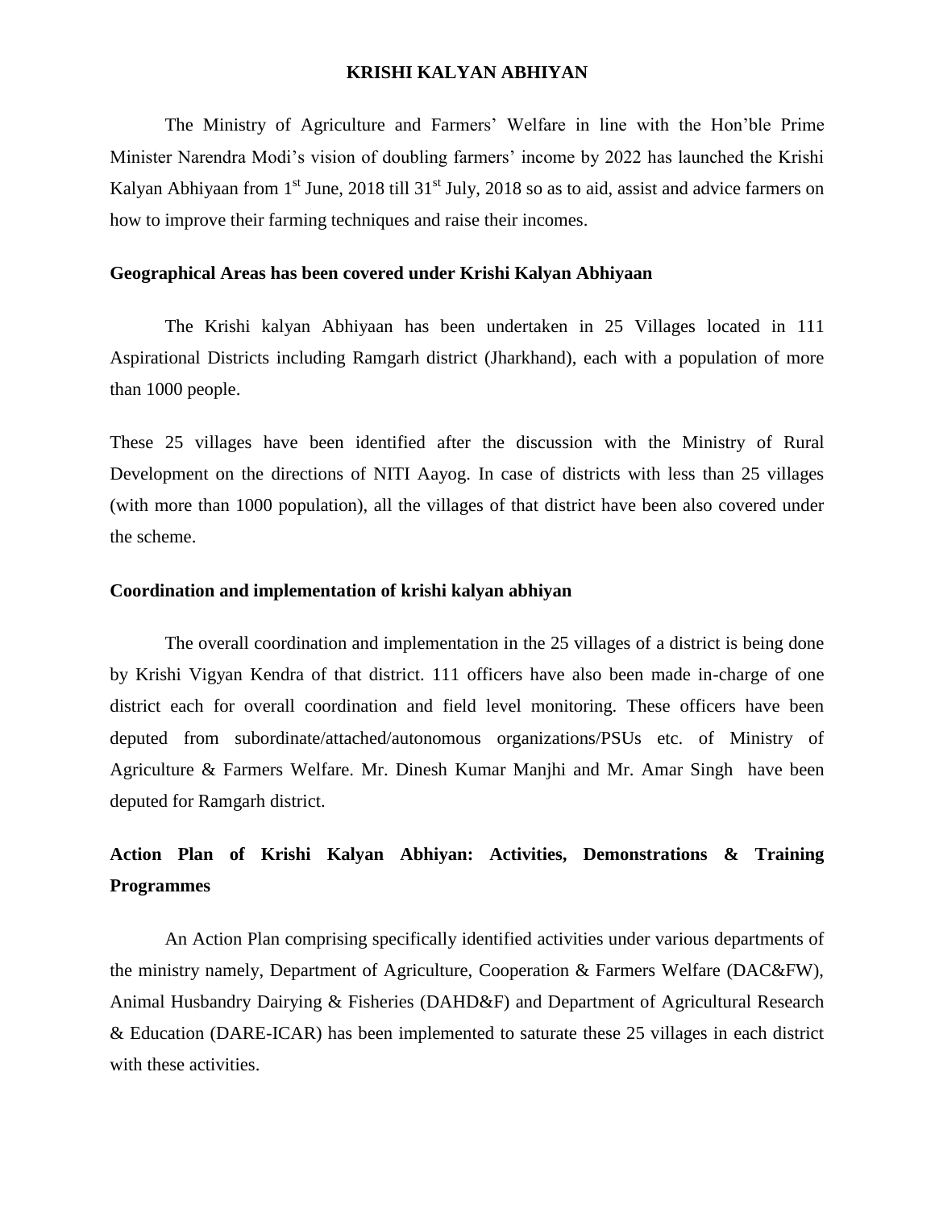# KRISHI KALYAN ABHIYAN

The Ministry of Agriculture and Farmers' Welfare in line with the Hon'ble Prime Minister Narendra Modi's vision of doubling farmers' income by 2022 has launched the Krishi Kalyan Abhiyaan from 1st June, 2018 till 31st July, 2018 so as to aid, assist and advice farmers on how to improve their farming techniques and raise their incomes.

## Geographical Areas has been covered under Krishi Kalyan Abhiyaan

The Krishi kalyan Abhiyaan has been undertaken in 25 Villages located in 111 Aspirational Districts including Ramgarh district (Jharkhand), each with a population of more than 1000 people.

These 25 villages have been identified after the discussion with the Ministry of Rural Development on the directions of NITI Aayog. In case of districts with less than 25 villages (with more than 1000 population), all the villages of that district have been also covered under the scheme.

## Coordination and implementation of krishi kalyan abhiyan

The overall coordination and implementation in the 25 villages of a district is being done by Krishi Vigyan Kendra of that district. 111 officers have also been made in-charge of one district each for overall coordination and field level monitoring. These officers have been deputed from subordinate/attached/autonomous organizations/PSUs etc. of Ministry of Agriculture & Farmers Welfare. Mr. Dinesh Kumar Manjhi and Mr. Amar Singh have been deputed for Ramgarh district.

## Action Plan of Krishi Kalyan Abhiyan: Activities, Demonstrations & Training Programmes

An Action Plan comprising specifically identified activities under various departments of the ministry namely, Department of Agriculture, Cooperation & Farmers Welfare (DAC&FW), Animal Husbandry Dairying & Fisheries (DAHD&F) and Department of Agricultural Research & Education (DARE-ICAR) has been implemented to saturate these 25 villages in each district with these activities.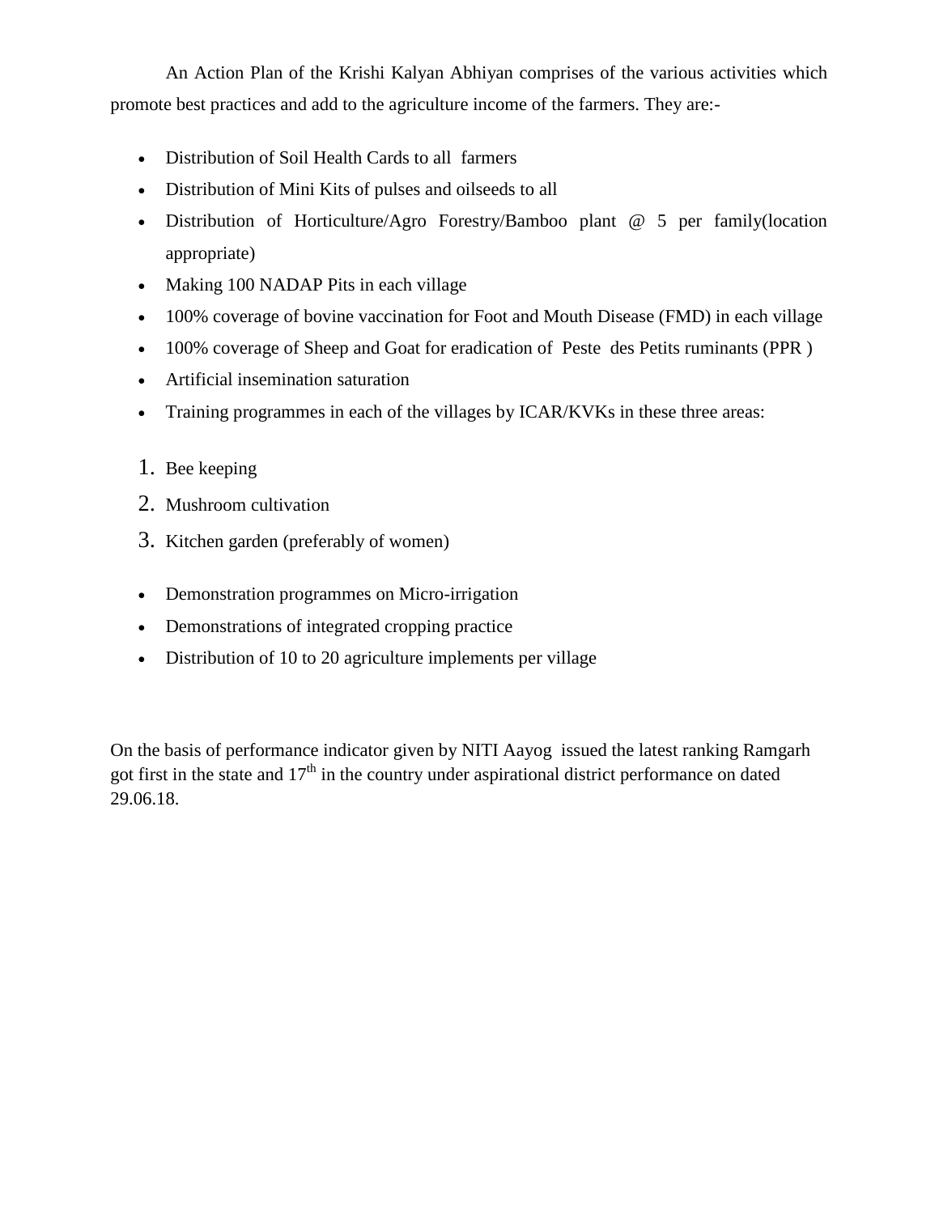An Action Plan of the Krishi Kalyan Abhiyan comprises of the various activities which promote best practices and add to the agriculture income of the farmers. They are:-

- Distribution of Soil Health Cards to all farmers
- Distribution of Mini Kits of pulses and oilseeds to all
- Distribution of Horticulture/Agro Forestry/Bamboo plant @ 5 per family(location appropriate)
- Making 100 NADAP Pits in each village
- 100% coverage of bovine vaccination for Foot and Mouth Disease (FMD) in each village
- 100% coverage of Sheep and Goat for eradication of Peste des Petits ruminants (PPR )
- Artificial insemination saturation
- Training programmes in each of the villages by ICAR/KVKs in these three areas:

1. Bee keeping
2. Mushroom cultivation
3. Kitchen garden (preferably of women)

- Demonstration programmes on Micro-irrigation
- Demonstrations of integrated cropping practice
- Distribution of 10 to 20 agriculture implements per village

On the basis of performance indicator given by NITI Aayog issued the latest ranking Ramgarh got first in the state and 17th in the country under aspirational district performance on dated 29.06.18.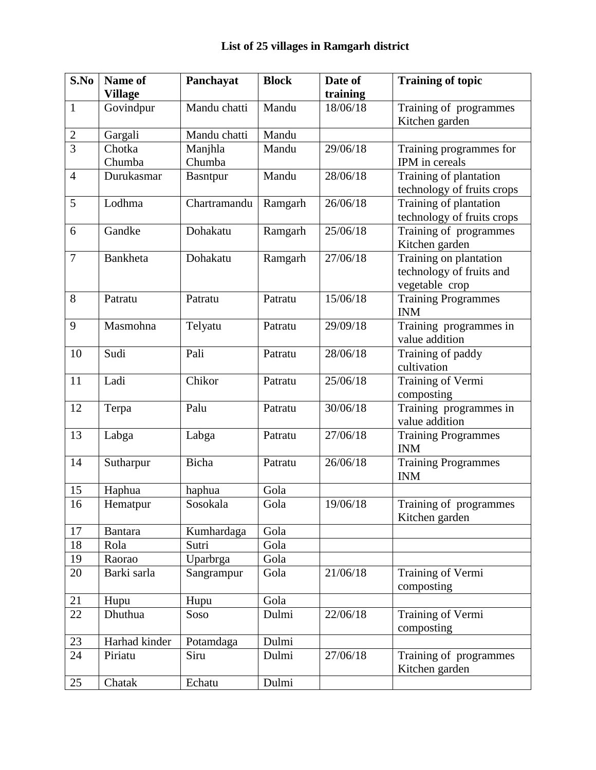**List of 25 villages in Ramgarh district**

| S.No | Name of Village | Panchayat | Block | Date of training | Training of topic |
|---|---|---|---|---|---|
| 1 | Govindpur | Mandu chatti | Mandu | 18/06/18 | Training of programmes Kitchen garden |
| 2 | Gargali | Mandu chatti | Mandu | | |
| 3 | Chotka Chumba | Manjhla Chumba | Mandu | 29/06/18 | Training programmes for IPM in cereals |
| 4 | Durukasmar | Basntpur | Mandu | 28/06/18 | Training of plantation technology of fruits crops |
| 5 | Lodhma | Chartramandu | Ramgarh | 26/06/18 | Training of plantation technology of fruits crops |
| 6 | Gandke | Dohakatu | Ramgarh | 25/06/18 | Training of programmes Kitchen garden |
| 7 | Bankheta | Dohakatu | Ramgarh | 27/06/18 | Training on plantation technology of fruits and vegetable crop |
| 8 | Patratu | Patratu | Patratu | 15/06/18 | Training Programmes INM |
| 9 | Masmohna | Telyatu | Patratu | 29/09/18 | Training programmes in value addition |
| 10 | Sudi | Pali | Patratu | 28/06/18 | Training of paddy cultivation |
| 11 | Ladi | Chikor | Patratu | 25/06/18 | Training of Vermi composting |
| 12 | Terpa | Palu | Patratu | 30/06/18 | Training programmes in value addition |
| 13 | Labga | Labga | Patratu | 27/06/18 | Training Programmes INM |
| 14 | Sutharpur | Bicha | Patratu | 26/06/18 | Training Programmes INM |
| 15 | Haphua | haphua | Gola | | |
| 16 | Hematpur | Sosokala | Gola | 19/06/18 | Training of programmes Kitchen garden |
| 17 | Bantara | Kumhardaga | Gola | | |
| 18 | Rola | Sutri | Gola | | |
| 19 | Raorao | Uparbrga | Gola | | |
| 20 | Barki sarla | Sangrampur | Gola | 21/06/18 | Training of Vermi composting |
| 21 | Hupu | Hupu | Gola | | |
| 22 | Dhuthua | Soso | Dulmi | 22/06/18 | Training of Vermi composting |
| 23 | Harhad kinder | Potamdaga | Dulmi | | |
| 24 | Piriatu | Siru | Dulmi | 27/06/18 | Training of programmes Kitchen garden |
| 25 | Chatak | Echatu | Dulmi | | |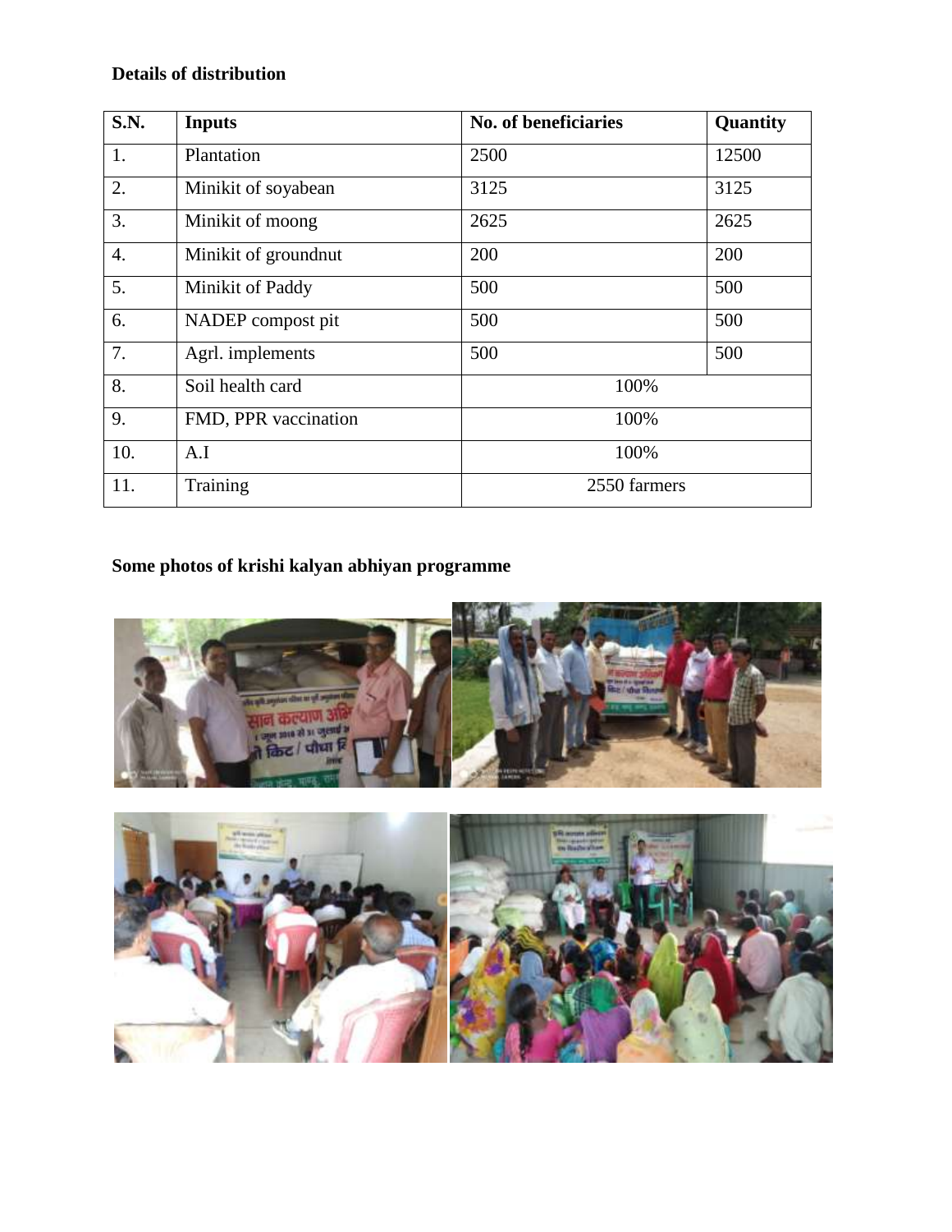**Details of distribution**

| S.N. | Inputs | No. of beneficiaries | Quantity |
|---|---|---|---|
| 1. | Plantation | 2500 | 12500 |
| 2. | Minikit of soyabean | 3125 | 3125 |
| 3. | Minikit of moong | 2625 | 2625 |
| 4. | Minikit of groundnut | 200 | 200 |
| 5. | Minikit of Paddy | 500 | 500 |
| 6. | NADEP compost pit | 500 | 500 |
| 7. | Agrl. implements | 500 | 500 |
| 8. | Soil health card | 100% | |
| 9. | FMD, PPR vaccination | 100% | |
| 10. | A.I | 100% | |
| 11. | Training | 2550 farmers | |

**Some photos of krishi kalyan abhiyan programme**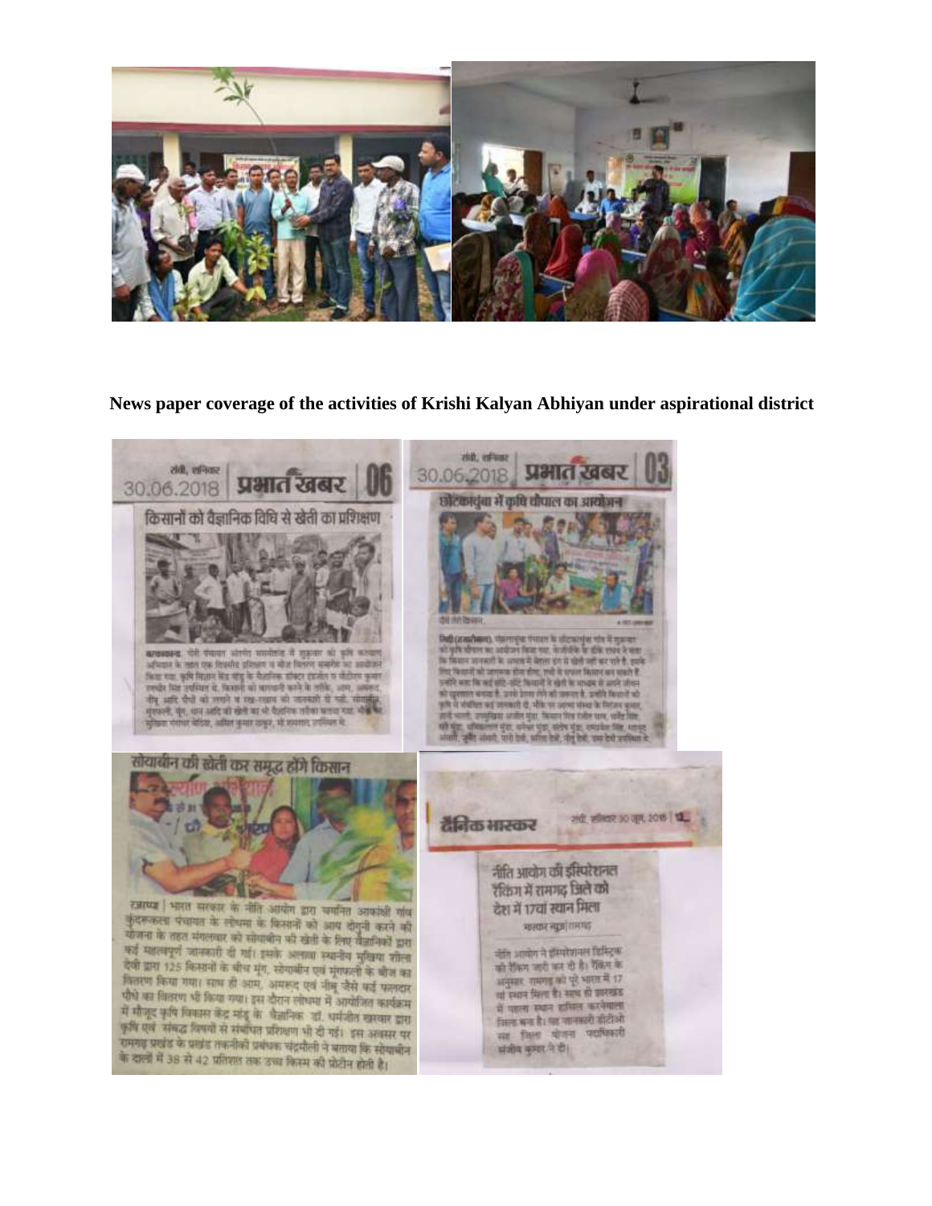**News paper coverage of the activities of Krishi Kalyan Abhiyan under aspirational district**